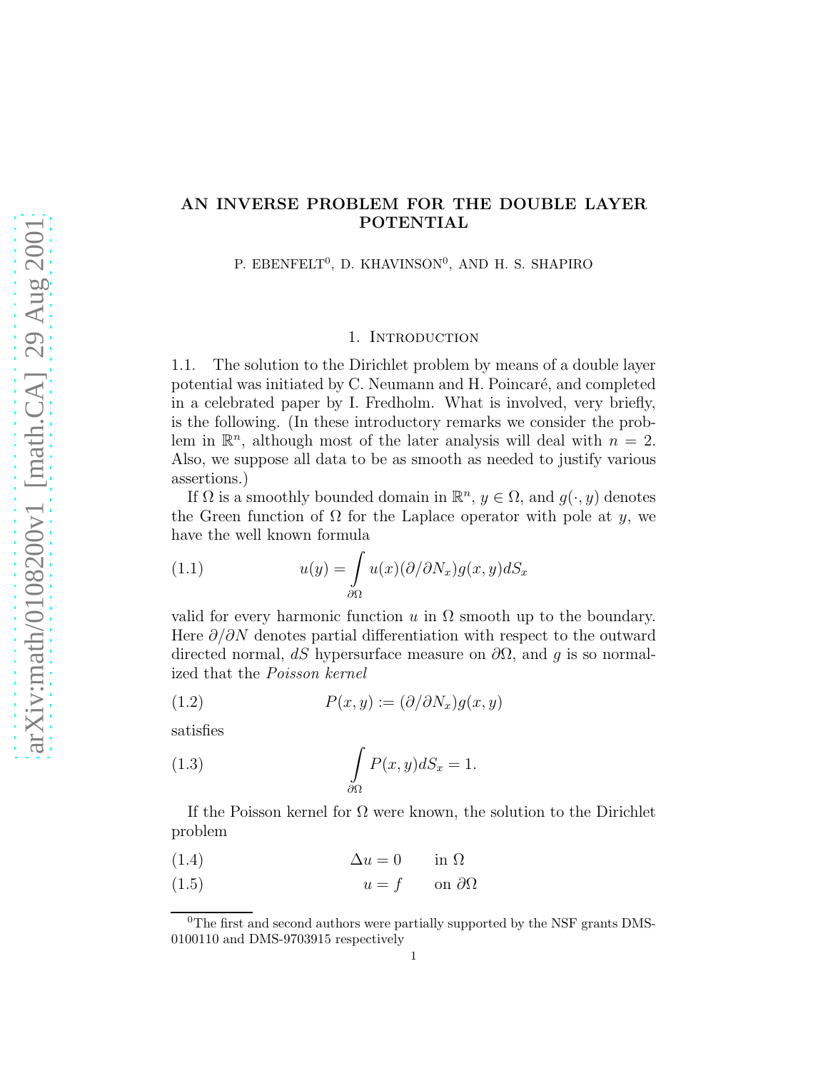# AN INVERSE PROBLEM FOR THE DOUBLE LAYER POTENTIAL

P. EBENFELT[0], D. KHAVINSON[0], AND H. S. SHAPIRO

## 1. Introduction

1.1. The solution to the Dirichlet problem by means of a double layer potential was initiated by C. Neumann and H. Poincaré, and completed in a celebrated paper by I. Fredholm. What is involved, very briefly, is the following. (In these introductory remarks we consider the problem in $\mathbb{R}^n$, although most of the later analysis will deal with $n = 2$. Also, we suppose all data to be as smooth as needed to justify various assertions.)

If $\Omega$ is a smoothly bounded domain in $\mathbb{R}^n$, $y \in \Omega$, and $g(\cdot, y)$ denotes the Green function of $\Omega$ for the Laplace operator with pole at $y$, we have the well known formula

$$u(y) = \int_{\partial\Omega} u(x)(\partial/\partial N_x)g(x, y)dS_x \tag{1.1}$$

valid for every harmonic function $u$ in $\Omega$ smooth up to the boundary. Here $\partial/\partial N$ denotes partial differentiation with respect to the outward directed normal, $dS$ hypersurface measure on $\partial\Omega$, and $g$ is so normalized that the *Poisson kernel*

$$P(x, y) := (\partial/\partial N_x)g(x, y) \tag{1.2}$$

satisfies

$$\int_{\partial\Omega} P(x, y)dS_x = 1. \tag{1.3}$$

If the Poisson kernel for $\Omega$ were known, the solution to the Dirichlet problem

$$\Delta u = 0 \qquad \text{in } \Omega \tag{1.4}$$

$$u = f \qquad \text{on } \partial\Omega \tag{1.5}$$

---

[0]The first and second authors were partially supported by the NSF grants DMS-0100110 and DMS-9703915 respectively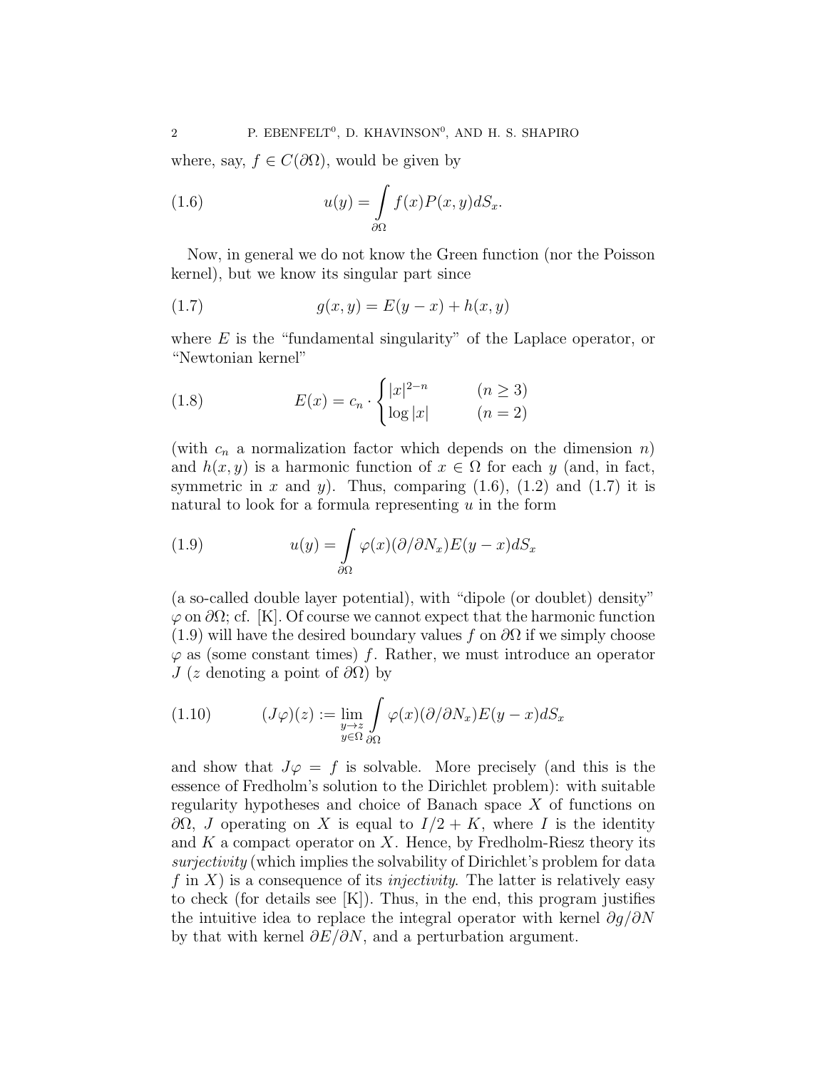where, say, $f \in C(\partial\Omega)$, would be given by

$$u(y) = \int_{\partial\Omega} f(x)P(x,y)dS_x. \tag{1.6}$$

Now, in general we do not know the Green function (nor the Poisson kernel), but we know its singular part since

$$g(x,y) = E(y-x) + h(x,y) \tag{1.7}$$

where $E$ is the "fundamental singularity" of the Laplace operator, or "Newtonian kernel"

$$E(x) = c_n \cdot \begin{cases} |x|^{2-n} & (n \geq 3) \\ \log|x| & (n = 2) \end{cases} \tag{1.8}$$

(with $c_n$ a normalization factor which depends on the dimension $n$) and $h(x,y)$ is a harmonic function of $x \in \Omega$ for each $y$ (and, in fact, symmetric in $x$ and $y$). Thus, comparing (1.6), (1.2) and (1.7) it is natural to look for a formula representing $u$ in the form

$$u(y) = \int_{\partial\Omega} \varphi(x)(\partial/\partial N_x)E(y-x)dS_x \tag{1.9}$$

(a so-called double layer potential), with "dipole (or doublet) density" $\varphi$ on $\partial\Omega$; cf. [K]. Of course we cannot expect that the harmonic function (1.9) will have the desired boundary values $f$ on $\partial\Omega$ if we simply choose $\varphi$ as (some constant times) $f$. Rather, we must introduce an operator $J$ ($z$ denoting a point of $\partial\Omega$) by

$$(J\varphi)(z) := \lim_{\substack{y \to z \\ y \in \Omega}} \int_{\partial\Omega} \varphi(x)(\partial/\partial N_x)E(y-x)dS_x \tag{1.10}$$

and show that $J\varphi = f$ is solvable. More precisely (and this is the essence of Fredholm's solution to the Dirichlet problem): with suitable regularity hypotheses and choice of Banach space $X$ of functions on $\partial\Omega$, $J$ operating on $X$ is equal to $I/2 + K$, where $I$ is the identity and $K$ a compact operator on $X$. Hence, by Fredholm-Riesz theory its *surjectivity* (which implies the solvability of Dirichlet's problem for data $f$ in $X$) is a consequence of its *injectivity*. The latter is relatively easy to check (for details see [K]). Thus, in the end, this program justifies the intuitive idea to replace the integral operator with kernel $\partial g/\partial N$ by that with kernel $\partial E/\partial N$, and a perturbation argument.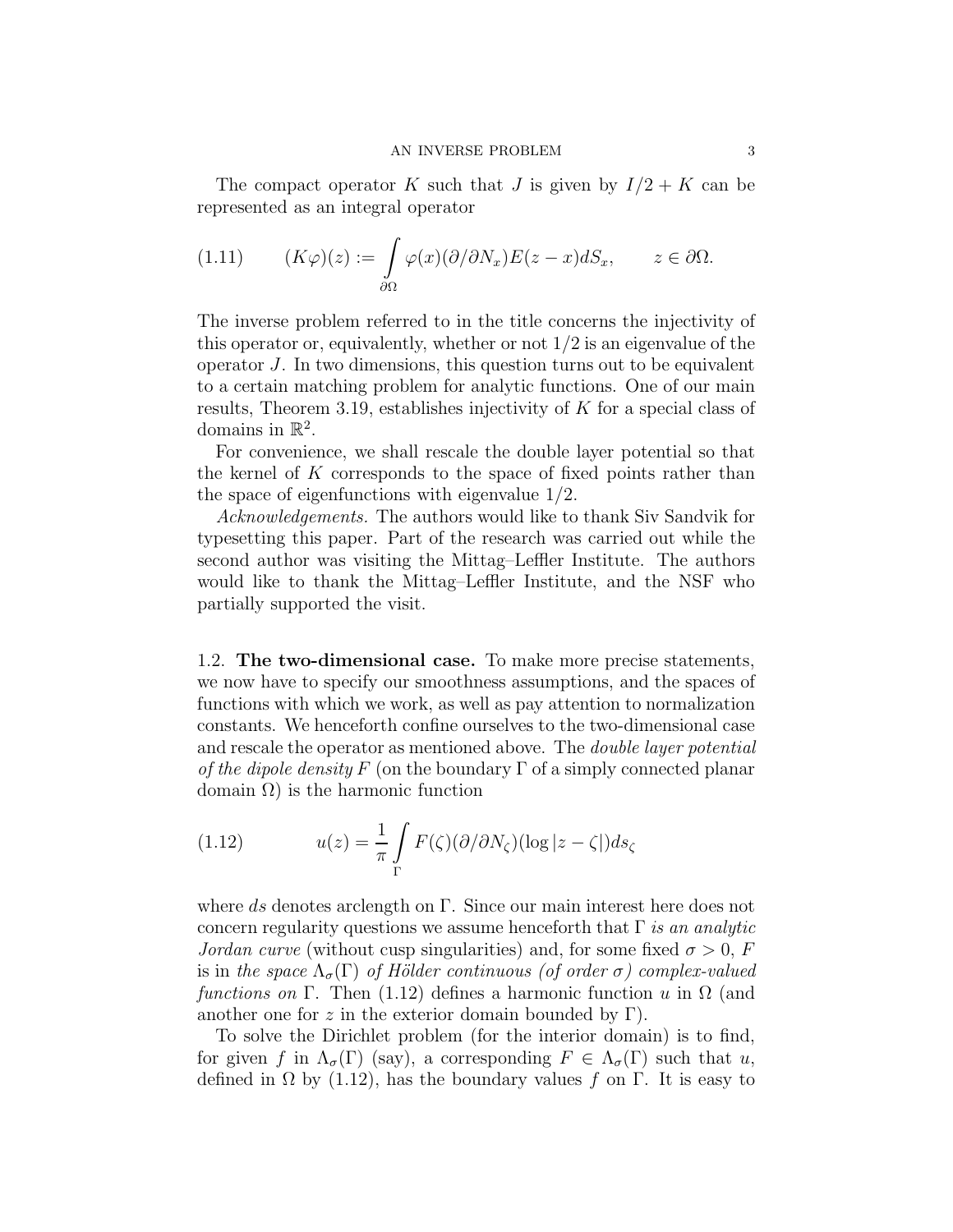The compact operator $K$ such that $J$ is given by $I/2 + K$ can be represented as an integral operator

$$(K\varphi)(z) := \int_{\partial\Omega} \varphi(x)(\partial/\partial N_x)E(z-x)dS_x, \qquad z \in \partial\Omega. \tag{1.11}$$

The inverse problem referred to in the title concerns the injectivity of this operator or, equivalently, whether or not $1/2$ is an eigenvalue of the operator $J$. In two dimensions, this question turns out to be equivalent to a certain matching problem for analytic functions. One of our main results, Theorem 3.19, establishes injectivity of $K$ for a special class of domains in $\mathbb{R}^2$.

For convenience, we shall rescale the double layer potential so that the kernel of $K$ corresponds to the space of fixed points rather than the space of eigenfunctions with eigenvalue $1/2$.

*Acknowledgements.* The authors would like to thank Siv Sandvik for typesetting this paper. Part of the research was carried out while the second author was visiting the Mittag–Leffler Institute. The authors would like to thank the Mittag–Leffler Institute, and the NSF who partially supported the visit.

## 1.2. **The two-dimensional case.**

To make more precise statements, we now have to specify our smoothness assumptions, and the spaces of functions with which we work, as well as pay attention to normalization constants. We henceforth confine ourselves to the two-dimensional case and rescale the operator as mentioned above. The *double layer potential of the dipole density* $F$ (on the boundary $\Gamma$ of a simply connected planar domain $\Omega$) is the harmonic function

$$u(z) = \frac{1}{\pi} \int_{\Gamma} F(\zeta)(\partial/\partial N_\zeta)(\log|z-\zeta|)ds_\zeta \tag{1.12}$$

where $ds$ denotes arclength on $\Gamma$. Since our main interest here does not concern regularity questions we assume henceforth that $\Gamma$ *is an analytic Jordan curve* (without cusp singularities) and, for some fixed $\sigma > 0$, $F$ is in *the space* $\Lambda_\sigma(\Gamma)$ *of Hölder continuous (of order* $\sigma$*) complex-valued functions on* $\Gamma$. Then (1.12) defines a harmonic function $u$ in $\Omega$ (and another one for $z$ in the exterior domain bounded by $\Gamma$).

To solve the Dirichlet problem (for the interior domain) is to find, for given $f$ in $\Lambda_\sigma(\Gamma)$ (say), a corresponding $F \in \Lambda_\sigma(\Gamma)$ such that $u$, defined in $\Omega$ by (1.12), has the boundary values $f$ on $\Gamma$. It is easy to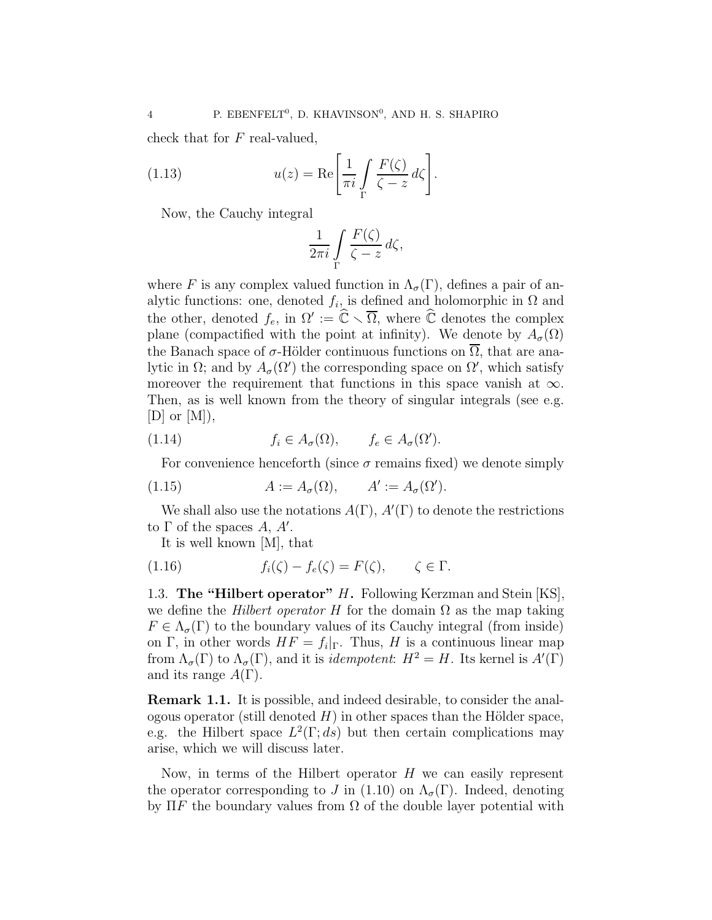check that for $F$ real-valued,

$$u(z) = \operatorname{Re}\left[\frac{1}{\pi i}\int\limits_{\Gamma}\frac{F(\zeta)}{\zeta - z}\,d\zeta\right]. \tag{1.13}$$

Now, the Cauchy integral

$$\frac{1}{2\pi i}\int\limits_{\Gamma}\frac{F(\zeta)}{\zeta - z}\,d\zeta,$$

where $F$ is any complex valued function in $\Lambda_\sigma(\Gamma)$, defines a pair of analytic functions: one, denoted $f_i$, is defined and holomorphic in $\Omega$ and the other, denoted $f_e$, in $\Omega' := \widehat{\mathbb{C}} \setminus \overline{\Omega}$, where $\widehat{\mathbb{C}}$ denotes the complex plane (compactified with the point at infinity). We denote by $A_\sigma(\Omega)$ the Banach space of $\sigma$-Hölder continuous functions on $\overline{\Omega}$, that are analytic in $\Omega$; and by $A_\sigma(\Omega')$ the corresponding space on $\Omega'$, which satisfy moreover the requirement that functions in this space vanish at $\infty$. Then, as is well known from the theory of singular integrals (see e.g. [D] or [M]),

$$f_i \in A_\sigma(\Omega), \qquad f_e \in A_\sigma(\Omega'). \tag{1.14}$$

For convenience henceforth (since $\sigma$ remains fixed) we denote simply

$$A := A_\sigma(\Omega), \qquad A' := A_\sigma(\Omega'). \tag{1.15}$$

We shall also use the notations $A(\Gamma)$, $A'(\Gamma)$ to denote the restrictions to $\Gamma$ of the spaces $A$, $A'$.

It is well known [M], that

$$f_i(\zeta) - f_e(\zeta) = F(\zeta), \qquad \zeta \in \Gamma. \tag{1.16}$$

### 1.3. The "Hilbert operator" $H$.

Following Kerzman and Stein [KS], we define the *Hilbert operator* $H$ for the domain $\Omega$ as the map taking $F \in \Lambda_\sigma(\Gamma)$ to the boundary values of its Cauchy integral (from inside) on $\Gamma$, in other words $HF = f_i|_\Gamma$. Thus, $H$ is a continuous linear map from $\Lambda_\sigma(\Gamma)$ to $\Lambda_\sigma(\Gamma)$, and it is *idempotent*: $H^2 = H$. Its kernel is $A'(\Gamma)$ and its range $A(\Gamma)$.

**Remark 1.1.** It is possible, and indeed desirable, to consider the analogous operator (still denoted $H$) in other spaces than the Hölder space, e.g. the Hilbert space $L^2(\Gamma; ds)$ but then certain complications may arise, which we will discuss later.

Now, in terms of the Hilbert operator $H$ we can easily represent the operator corresponding to $J$ in (1.10) on $\Lambda_\sigma(\Gamma)$. Indeed, denoting by $\Pi F$ the boundary values from $\Omega$ of the double layer potential with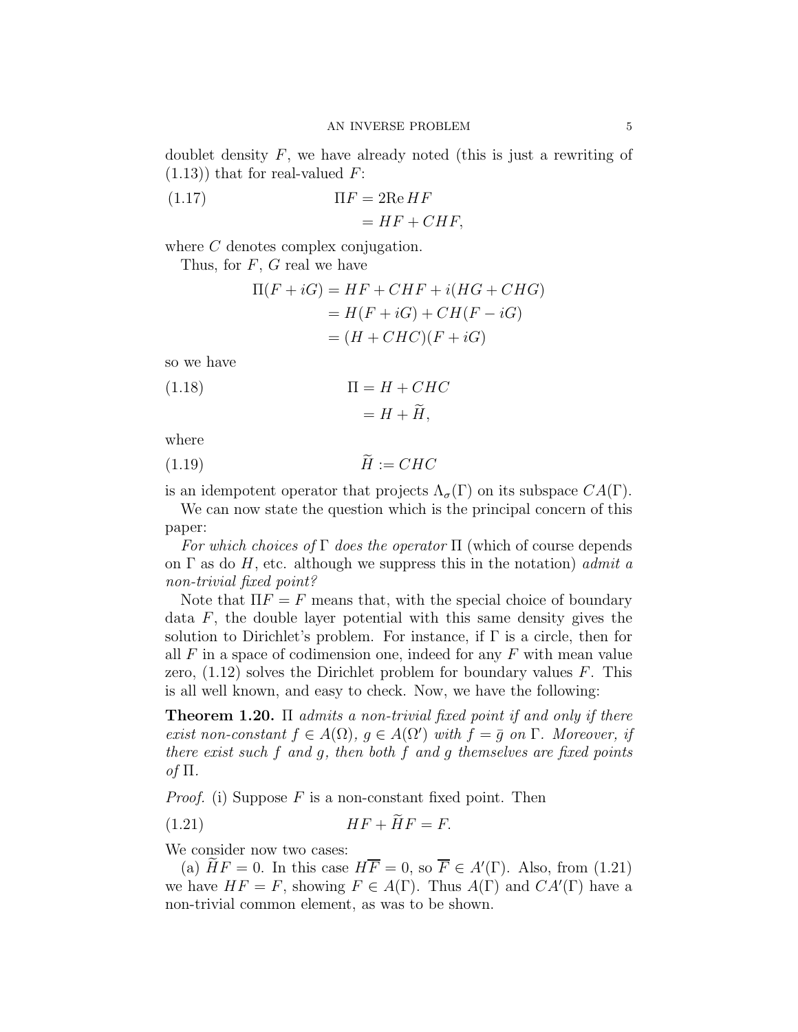doublet density $F$, we have already noted (this is just a rewriting of (1.13)) that for real-valued $F$:

$$\begin{aligned} \Pi F &= 2\mathrm{Re}\, HF \\ &= HF + CHF, \end{aligned} \tag{1.17}$$

where $C$ denotes complex conjugation.

Thus, for $F$, $G$ real we have

$$\begin{aligned} \Pi(F+iG) &= HF + CHF + i(HG + CHG) \\ &= H(F+iG) + CH(F-iG) \\ &= (H + CHC)(F+iG) \end{aligned}$$

so we have

$$\begin{aligned} \Pi &= H + CHC \\ &= H + \widetilde{H}, \end{aligned} \tag{1.18}$$

where

$$\widetilde{H} := CHC \tag{1.19}$$

is an idempotent operator that projects $\Lambda_\sigma(\Gamma)$ on its subspace $CA(\Gamma)$.

We can now state the question which is the principal concern of this paper:

*For which choices of* $\Gamma$ *does the operator* $\Pi$ (which of course depends on $\Gamma$ as do $H$, etc. although we suppress this in the notation) *admit a non-trivial fixed point?*

Note that $\Pi F = F$ means that, with the special choice of boundary data $F$, the double layer potential with this same density gives the solution to Dirichlet's problem. For instance, if $\Gamma$ is a circle, then for all $F$ in a space of codimension one, indeed for any $F$ with mean value zero, (1.12) solves the Dirichlet problem for boundary values $F$. This is all well known, and easy to check. Now, we have the following:

**Theorem 1.20.** *$\Pi$ admits a non-trivial fixed point if and only if there exist non-constant $f \in A(\Omega)$, $g \in A(\Omega')$ with $f = \bar{g}$ on $\Gamma$. Moreover, if there exist such $f$ and $g$, then both $f$ and $g$ themselves are fixed points of $\Pi$.*

*Proof.* (i) Suppose $F$ is a non-constant fixed point. Then

$$HF + \widetilde{H}F = F. \tag{1.21}$$

We consider now two cases:

(a) $\widetilde{H}F = 0$. In this case $H\overline{F} = 0$, so $\overline{F} \in A'(\Gamma)$. Also, from (1.21) we have $HF = F$, showing $F \in A(\Gamma)$. Thus $A(\Gamma)$ and $CA'(\Gamma)$ have a non-trivial common element, as was to be shown.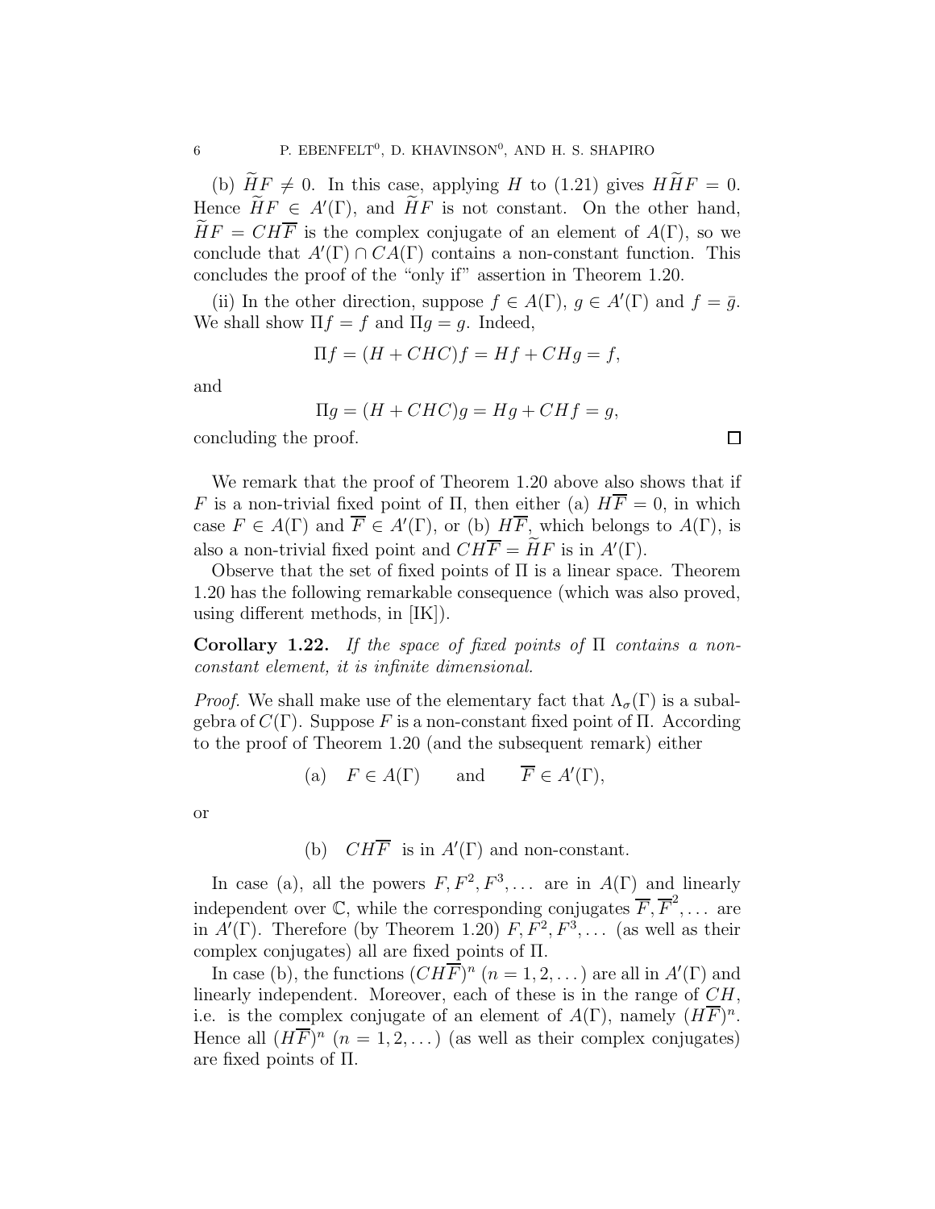(b) $\widetilde{H}F \neq 0$. In this case, applying $H$ to (1.21) gives $H\widetilde{H}F = 0$. Hence $\widetilde{H}F \in A'(\Gamma)$, and $\widetilde{H}F$ is not constant. On the other hand, $\widetilde{H}F = CH\overline{F}$ is the complex conjugate of an element of $A(\Gamma)$, so we conclude that $A'(\Gamma) \cap CA(\Gamma)$ contains a non-constant function. This concludes the proof of the "only if" assertion in Theorem 1.20.

(ii) In the other direction, suppose $f \in A(\Gamma)$, $g \in A'(\Gamma)$ and $f = \bar{g}$. We shall show $\Pi f = f$ and $\Pi g = g$. Indeed,

$$\Pi f = (H + CHC)f = Hf + CHg = f,$$

and

$$\Pi g = (H + CHC)g = Hg + CHf = g,$$

concluding the proof. $\square$

We remark that the proof of Theorem 1.20 above also shows that if $F$ is a non-trivial fixed point of $\Pi$, then either (a) $H\overline{F} = 0$, in which case $F \in A(\Gamma)$ and $\overline{F} \in A'(\Gamma)$, or (b) $H\overline{F}$, which belongs to $A(\Gamma)$, is also a non-trivial fixed point and $CH\overline{F} = \widetilde{H}F$ is in $A'(\Gamma)$.

Observe that the set of fixed points of $\Pi$ is a linear space. Theorem 1.20 has the following remarkable consequence (which was also proved, using different methods, in [IK]).

**Corollary 1.22.** *If the space of fixed points of* $\Pi$ *contains a non-constant element, it is infinite dimensional.*

*Proof.* We shall make use of the elementary fact that $\Lambda_\sigma(\Gamma)$ is a subalgebra of $C(\Gamma)$. Suppose $F$ is a non-constant fixed point of $\Pi$. According to the proof of Theorem 1.20 (and the subsequent remark) either

$$\text{(a)} \quad F \in A(\Gamma) \qquad \text{and} \qquad \overline{F} \in A'(\Gamma),$$

or

$$\text{(b)} \quad CH\overline{F} \ \text{ is in } A'(\Gamma) \text{ and non-constant.}$$

In case (a), all the powers $F, F^2, F^3, \dots$ are in $A(\Gamma)$ and linearly independent over $\mathbb{C}$, while the corresponding conjugates $\overline{F}, \overline{F}^2, \dots$ are in $A'(\Gamma)$. Therefore (by Theorem 1.20) $F, F^2, F^3, \dots$ (as well as their complex conjugates) all are fixed points of $\Pi$.

In case (b), the functions $(CH\overline{F})^n$ $(n = 1, 2, \dots)$ are all in $A'(\Gamma)$ and linearly independent. Moreover, each of these is in the range of $CH$, i.e. is the complex conjugate of an element of $A(\Gamma)$, namely $(H\overline{F})^n$. Hence all $(H\overline{F})^n$ $(n = 1, 2, \dots)$ (as well as their complex conjugates) are fixed points of $\Pi$.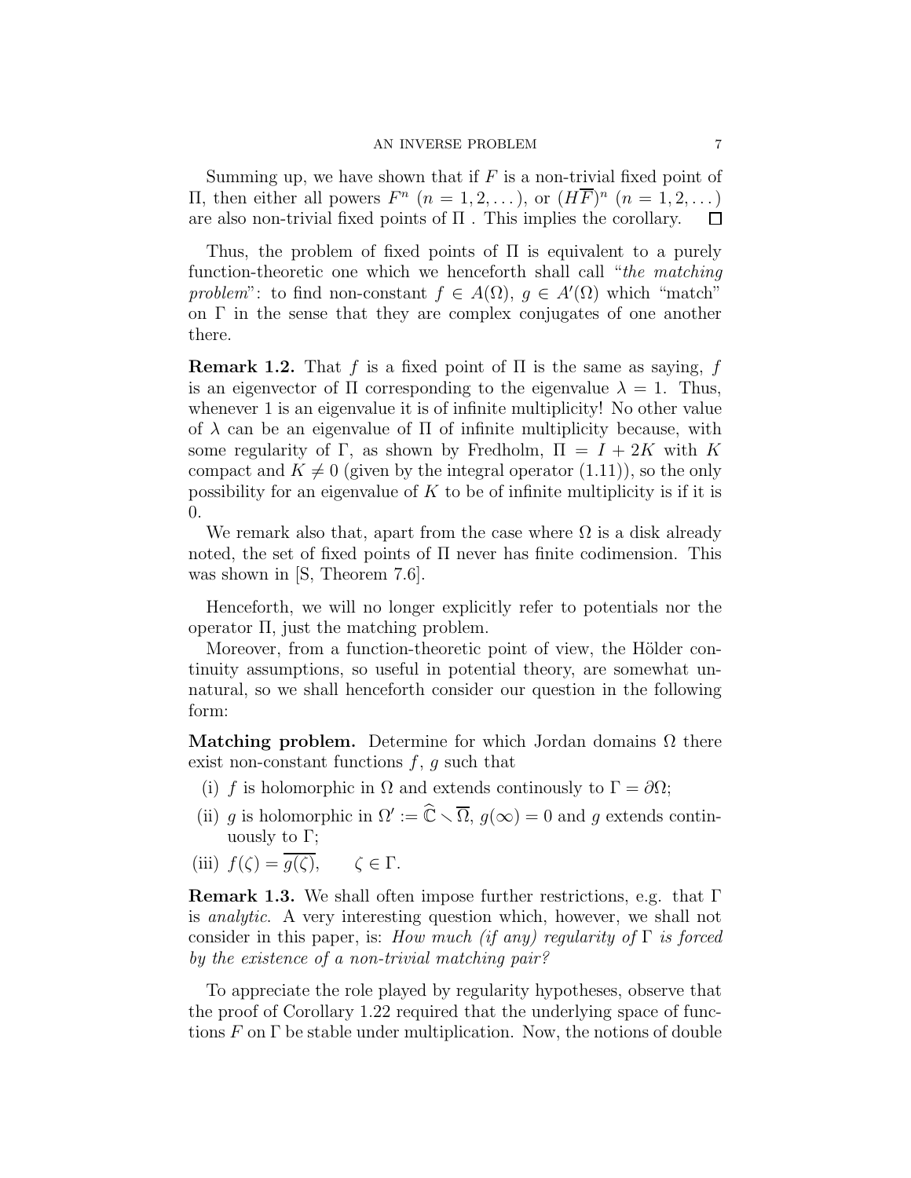Summing up, we have shown that if $F$ is a non-trivial fixed point of $\Pi$, then either all powers $F^n$ $(n = 1, 2, \dots)$, or $(H\overline{F})^n$ $(n = 1, 2, \dots)$ are also non-trivial fixed points of $\Pi$ . This implies the corollary. $\square$

Thus, the problem of fixed points of $\Pi$ is equivalent to a purely function-theoretic one which we henceforth shall call "*the matching problem*": to find non-constant $f \in A(\Omega)$, $g \in A'(\Omega)$ which "match" on $\Gamma$ in the sense that they are complex conjugates of one another there.

**Remark 1.2.** That $f$ is a fixed point of $\Pi$ is the same as saying, $f$ is an eigenvector of $\Pi$ corresponding to the eigenvalue $\lambda = 1$. Thus, whenever 1 is an eigenvalue it is of infinite multiplicity! No other value of $\lambda$ can be an eigenvalue of $\Pi$ of infinite multiplicity because, with some regularity of $\Gamma$, as shown by Fredholm, $\Pi = I + 2K$ with $K$ compact and $K \neq 0$ (given by the integral operator (1.11)), so the only possibility for an eigenvalue of $K$ to be of infinite multiplicity is if it is 0.

We remark also that, apart from the case where $\Omega$ is a disk already noted, the set of fixed points of $\Pi$ never has finite codimension. This was shown in [S, Theorem 7.6].

Henceforth, we will no longer explicitly refer to potentials nor the operator $\Pi$, just the matching problem.

Moreover, from a function-theoretic point of view, the Hölder continuity assumptions, so useful in potential theory, are somewhat unnatural, so we shall henceforth consider our question in the following form:

**Matching problem.** Determine for which Jordan domains $\Omega$ there exist non-constant functions $f$, $g$ such that

(i) $f$ is holomorphic in $\Omega$ and extends continously to $\Gamma = \partial\Omega$;

(ii) $g$ is holomorphic in $\Omega' := \widehat{\mathbb{C}} \setminus \overline{\Omega}$, $g(\infty) = 0$ and $g$ extends continuously to $\Gamma$;

(iii) $f(\zeta) = \overline{g(\zeta)}, \qquad \zeta \in \Gamma.$

**Remark 1.3.** We shall often impose further restrictions, e.g. that $\Gamma$ is *analytic*. A very interesting question which, however, we shall not consider in this paper, is: *How much (if any) regularity of* $\Gamma$ *is forced by the existence of a non-trivial matching pair?*

To appreciate the role played by regularity hypotheses, observe that the proof of Corollary 1.22 required that the underlying space of functions $F$ on $\Gamma$ be stable under multiplication. Now, the notions of double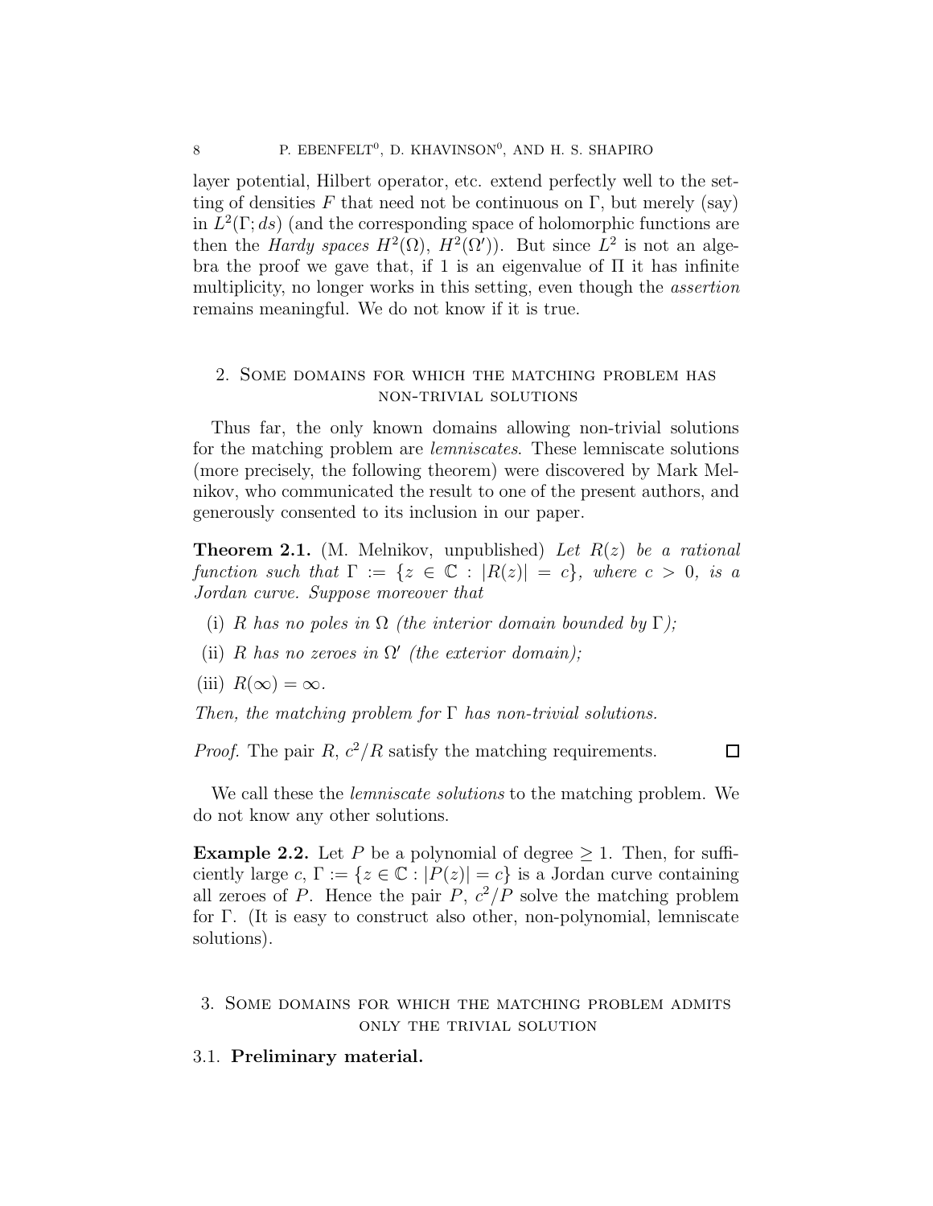layer potential, Hilbert operator, etc. extend perfectly well to the setting of densities $F$ that need not be continuous on $\Gamma$, but merely (say) in $L^2(\Gamma; ds)$ (and the corresponding space of holomorphic functions are then the *Hardy spaces* $H^2(\Omega)$, $H^2(\Omega')$). But since $L^2$ is not an algebra the proof we gave that, if 1 is an eigenvalue of $\Pi$ it has infinite multiplicity, no longer works in this setting, even though the *assertion* remains meaningful. We do not know if it is true.

## 2. Some domains for which the matching problem has non-trivial solutions

Thus far, the only known domains allowing non-trivial solutions for the matching problem are *lemniscates*. These lemniscate solutions (more precisely, the following theorem) were discovered by Mark Melnikov, who communicated the result to one of the present authors, and generously consented to its inclusion in our paper.

**Theorem 2.1.** (M. Melnikov, unpublished) *Let $R(z)$ be a rational function such that $\Gamma := \{z \in \mathbb{C} : |R(z)| = c\}$, where $c > 0$, is a Jordan curve. Suppose moreover that*

- (i) *$R$ has no poles in $\Omega$ (the interior domain bounded by $\Gamma$);*
- (ii) *$R$ has no zeroes in $\Omega'$ (the exterior domain);*
- (iii) *$R(\infty) = \infty$.*

*Then, the matching problem for $\Gamma$ has non-trivial solutions.*

*Proof.* The pair $R$, $c^2/R$ satisfy the matching requirements. □

We call these the *lemniscate solutions* to the matching problem. We do not know any other solutions.

**Example 2.2.** Let $P$ be a polynomial of degree $\geq 1$. Then, for sufficiently large $c$, $\Gamma := \{z \in \mathbb{C} : |P(z)| = c\}$ is a Jordan curve containing all zeroes of $P$. Hence the pair $P$, $c^2/P$ solve the matching problem for $\Gamma$. (It is easy to construct also other, non-polynomial, lemniscate solutions).

## 3. Some domains for which the matching problem admits only the trivial solution

### 3.1. Preliminary material.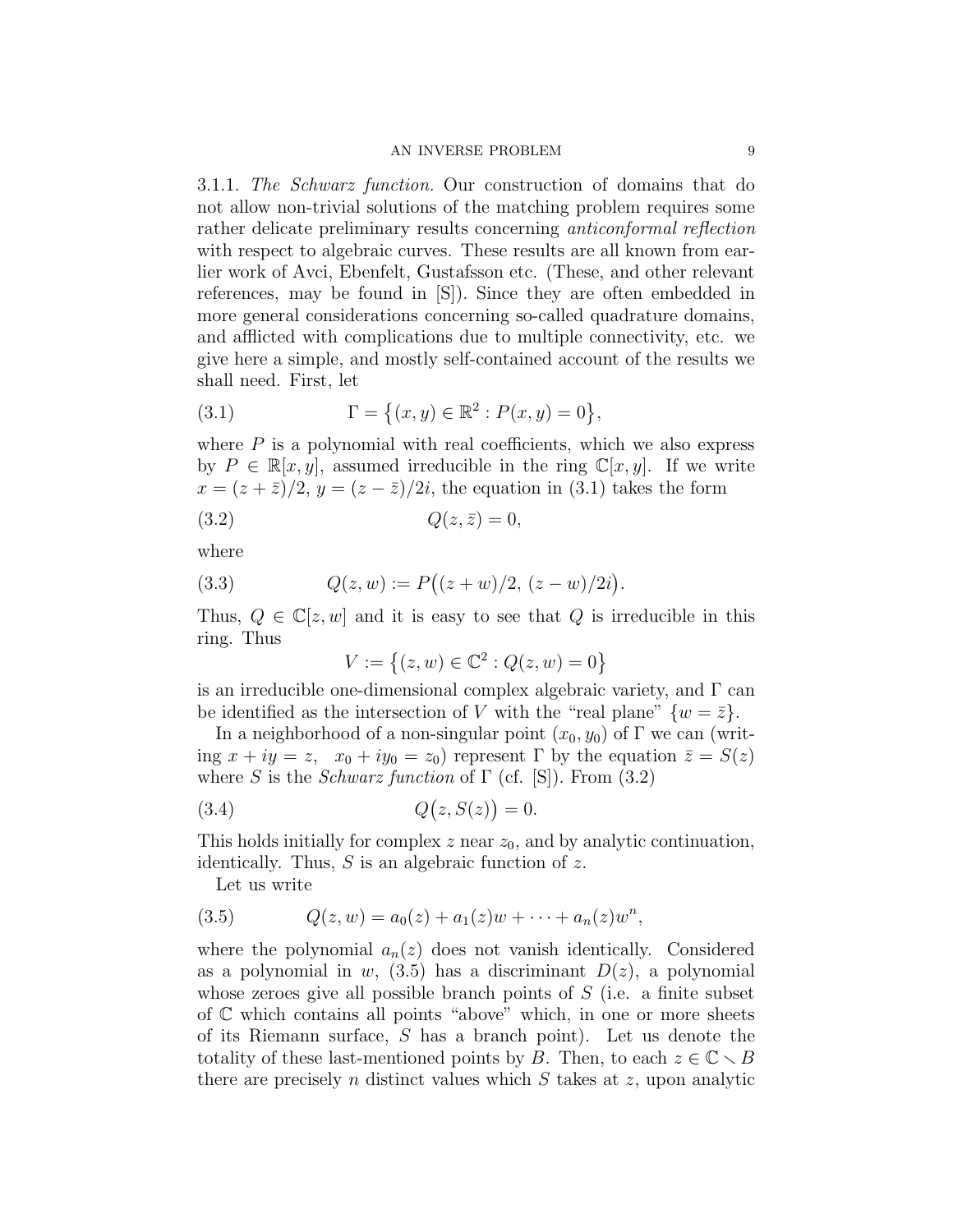3.1.1. *The Schwarz function.* Our construction of domains that do not allow non-trivial solutions of the matching problem requires some rather delicate preliminary results concerning *anticonformal reflection* with respect to algebraic curves. These results are all known from earlier work of Avci, Ebenfelt, Gustafsson etc. (These, and other relevant references, may be found in [S]). Since they are often embedded in more general considerations concerning so-called quadrature domains, and afflicted with complications due to multiple connectivity, etc. we give here a simple, and mostly self-contained account of the results we shall need. First, let

$$\Gamma = \{(x,y) \in \mathbb{R}^2 : P(x,y) = 0\}, \tag{3.1}$$

where $P$ is a polynomial with real coefficients, which we also express by $P \in \mathbb{R}[x,y]$, assumed irreducible in the ring $\mathbb{C}[x,y]$. If we write $x = (z+\bar{z})/2$, $y = (z-\bar{z})/2i$, the equation in (3.1) takes the form

$$Q(z,\bar{z}) = 0, \tag{3.2}$$

where

$$Q(z,w) := P\big((z+w)/2,\, (z-w)/2i\big). \tag{3.3}$$

Thus, $Q \in \mathbb{C}[z,w]$ and it is easy to see that $Q$ is irreducible in this ring. Thus

$$V := \{(z,w) \in \mathbb{C}^2 : Q(z,w) = 0\}$$

is an irreducible one-dimensional complex algebraic variety, and $\Gamma$ can be identified as the intersection of $V$ with the "real plane" $\{w = \bar{z}\}$.

In a neighborhood of a non-singular point $(x_0, y_0)$ of $\Gamma$ we can (writing $x + iy = z$, $x_0 + iy_0 = z_0$) represent $\Gamma$ by the equation $\bar{z} = S(z)$ where $S$ is the *Schwarz function* of $\Gamma$ (cf. [S]). From (3.2)

$$Q\big(z, S(z)\big) = 0. \tag{3.4}$$

This holds initially for complex $z$ near $z_0$, and by analytic continuation, identically. Thus, $S$ is an algebraic function of $z$.

Let us write

$$Q(z,w) = a_0(z) + a_1(z)w + \cdots + a_n(z)w^n, \tag{3.5}$$

where the polynomial $a_n(z)$ does not vanish identically. Considered as a polynomial in $w$, (3.5) has a discriminant $D(z)$, a polynomial whose zeroes give all possible branch points of $S$ (i.e. a finite subset of $\mathbb{C}$ which contains all points "above" which, in one or more sheets of its Riemann surface, $S$ has a branch point). Let us denote the totality of these last-mentioned points by $B$. Then, to each $z \in \mathbb{C} \setminus B$ there are precisely $n$ distinct values which $S$ takes at $z$, upon analytic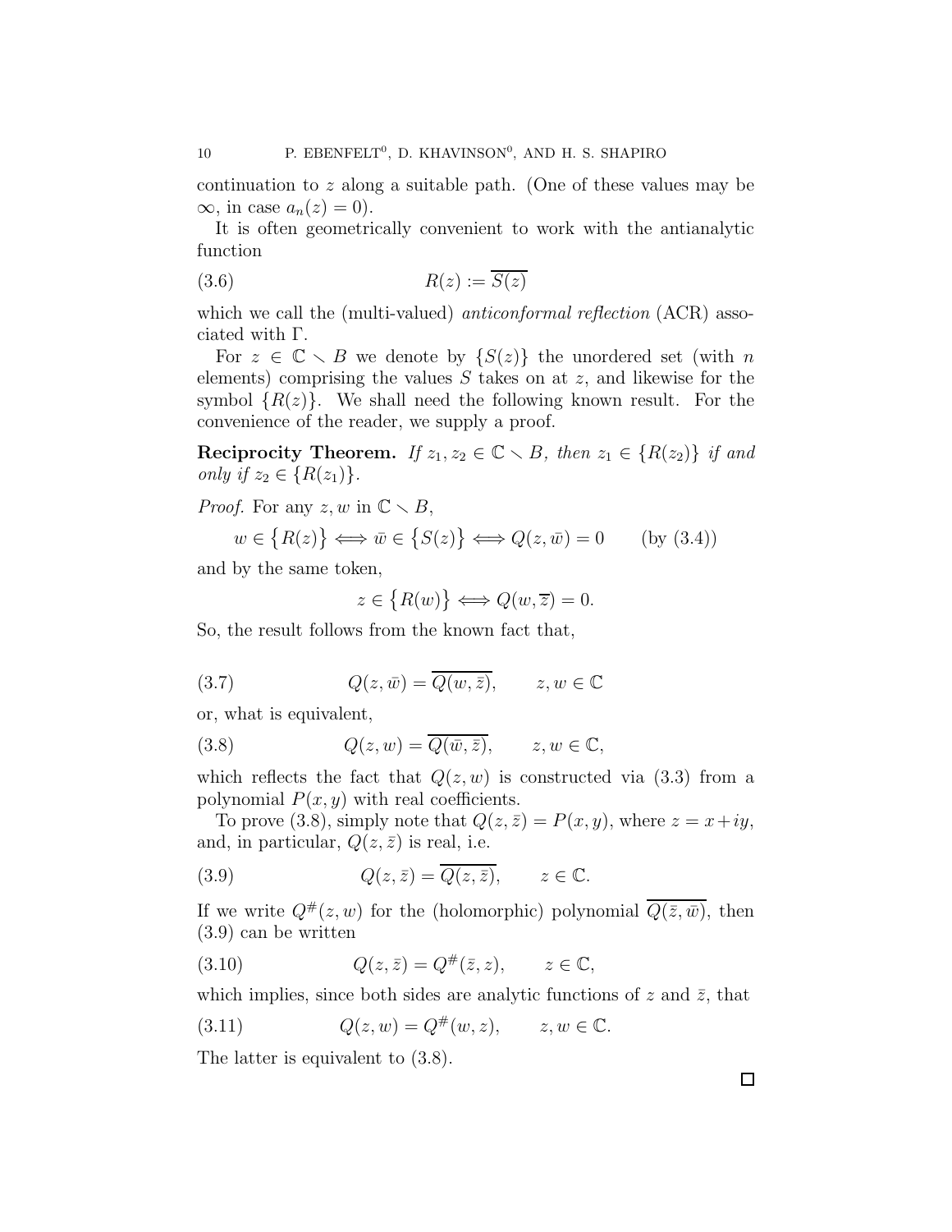continuation to $z$ along a suitable path. (One of these values may be $\infty$, in case $a_n(z) = 0$).

It is often geometrically convenient to work with the antianalytic function

$$R(z) := \overline{S(z)} \tag{3.6}$$

which we call the (multi-valued) *anticonformal reflection* (ACR) associated with $\Gamma$.

For $z \in \mathbb{C} \setminus B$ we denote by $\{S(z)\}$ the unordered set (with $n$ elements) comprising the values $S$ takes on at $z$, and likewise for the symbol $\{R(z)\}$. We shall need the following known result. For the convenience of the reader, we supply a proof.

**Reciprocity Theorem.** *If $z_1, z_2 \in \mathbb{C} \setminus B$, then $z_1 \in \{R(z_2)\}$ if and only if $z_2 \in \{R(z_1)\}$.*

*Proof.* For any $z, w$ in $\mathbb{C} \setminus B$,

$$w \in \big\{R(z)\big\} \iff \bar{w} \in \big\{S(z)\big\} \iff Q(z, \bar{w}) = 0 \qquad \text{(by (3.4))}$$

and by the same token,

$$z \in \big\{R(w)\big\} \iff Q(w, \overline{z}) = 0.$$

So, the result follows from the known fact that,

$$Q(z, \bar{w}) = \overline{Q(w, \bar{z})}, \qquad z, w \in \mathbb{C} \tag{3.7}$$

or, what is equivalent,

$$Q(z, w) = \overline{Q(\bar{w}, \bar{z})}, \qquad z, w \in \mathbb{C}, \tag{3.8}$$

which reflects the fact that $Q(z, w)$ is constructed via (3.3) from a polynomial $P(x, y)$ with real coefficients.

To prove (3.8), simply note that $Q(z, \bar{z}) = P(x, y)$, where $z = x + iy$, and, in particular, $Q(z, \bar{z})$ is real, i.e.

$$Q(z, \bar{z}) = \overline{Q(z, \bar{z})}, \qquad z \in \mathbb{C}. \tag{3.9}$$

If we write $Q^{\#}(z, w)$ for the (holomorphic) polynomial $\overline{Q(\bar{z}, \bar{w})}$, then (3.9) can be written

$$Q(z, \bar{z}) = Q^{\#}(\bar{z}, z), \qquad z \in \mathbb{C}, \tag{3.10}$$

which implies, since both sides are analytic functions of $z$ and $\bar{z}$, that

$$Q(z, w) = Q^{\#}(w, z), \qquad z, w \in \mathbb{C}. \tag{3.11}$$

The latter is equivalent to (3.8).

∎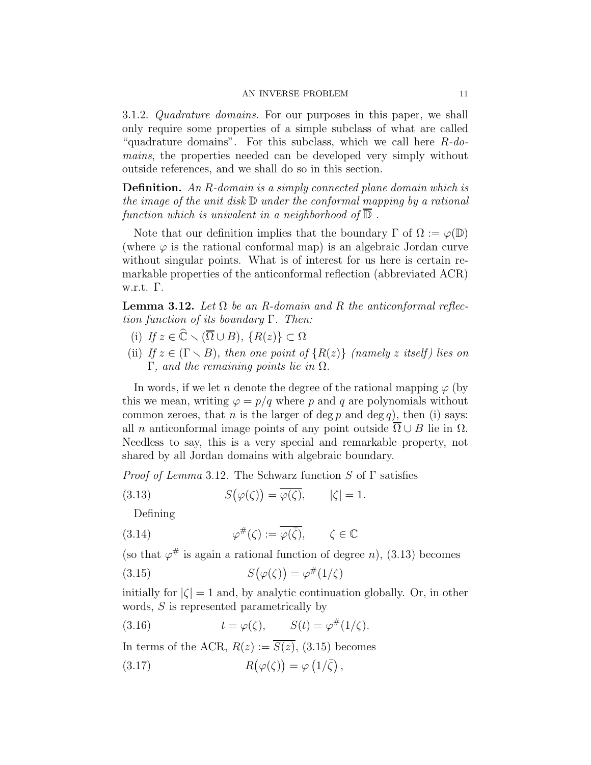3.1.2. *Quadrature domains.* For our purposes in this paper, we shall only require some properties of a simple subclass of what are called "quadrature domains". For this subclass, which we call here *R-domains*, the properties needed can be developed very simply without outside references, and we shall do so in this section.

**Definition.** *An R-domain is a simply connected plane domain which is the image of the unit disk $\mathbb{D}$ under the conformal mapping by a rational function which is univalent in a neighborhood of $\overline{\mathbb{D}}$ .*

Note that our definition implies that the boundary $\Gamma$ of $\Omega := \varphi(\mathbb{D})$ (where $\varphi$ is the rational conformal map) is an algebraic Jordan curve without singular points. What is of interest for us here is certain remarkable properties of the anticonformal reflection (abbreviated ACR) w.r.t. $\Gamma$.

**Lemma 3.12.** *Let $\Omega$ be an R-domain and $R$ the anticonformal reflection function of its boundary $\Gamma$. Then:*

(i) *If $z \in \widehat{\mathbb{C}} \setminus (\overline{\Omega} \cup B)$, $\{R(z)\} \subset \Omega$*

(ii) *If $z \in (\Gamma \setminus B)$, then one point of $\{R(z)\}$ (namely $z$ itself) lies on $\Gamma$, and the remaining points lie in $\Omega$.*

In words, if we let $n$ denote the degree of the rational mapping $\varphi$ (by this we mean, writing $\varphi = p/q$ where $p$ and $q$ are polynomials without common zeroes, that $n$ is the larger of $\deg p$ and $\deg q$), then (i) says: all $n$ anticonformal image points of any point outside $\overline{\Omega} \cup B$ lie in $\Omega$. Needless to say, this is a very special and remarkable property, not shared by all Jordan domains with algebraic boundary.

*Proof of Lemma* 3.12. The Schwarz function $S$ of $\Gamma$ satisfies

$$S\big(\varphi(\zeta)\big) = \overline{\varphi(\zeta)}, \qquad |\zeta| = 1. \tag{3.13}$$

Defining

$$\varphi^{\#}(\zeta) := \overline{\varphi(\bar{\zeta})}, \qquad \zeta \in \mathbb{C} \tag{3.14}$$

(so that $\varphi^{\#}$ is again a rational function of degree $n$), (3.13) becomes

$$S\big(\varphi(\zeta)\big) = \varphi^{\#}(1/\zeta) \tag{3.15}$$

initially for $|\zeta| = 1$ and, by analytic continuation globally. Or, in other words, $S$ is represented parametrically by

$$t = \varphi(\zeta), \qquad S(t) = \varphi^{\#}(1/\zeta). \tag{3.16}$$

In terms of the ACR, $R(z) := \overline{S(z)}$, (3.15) becomes

$$R\big(\varphi(\zeta)\big) = \varphi\left(1/\bar{\zeta}\right), \tag{3.17}$$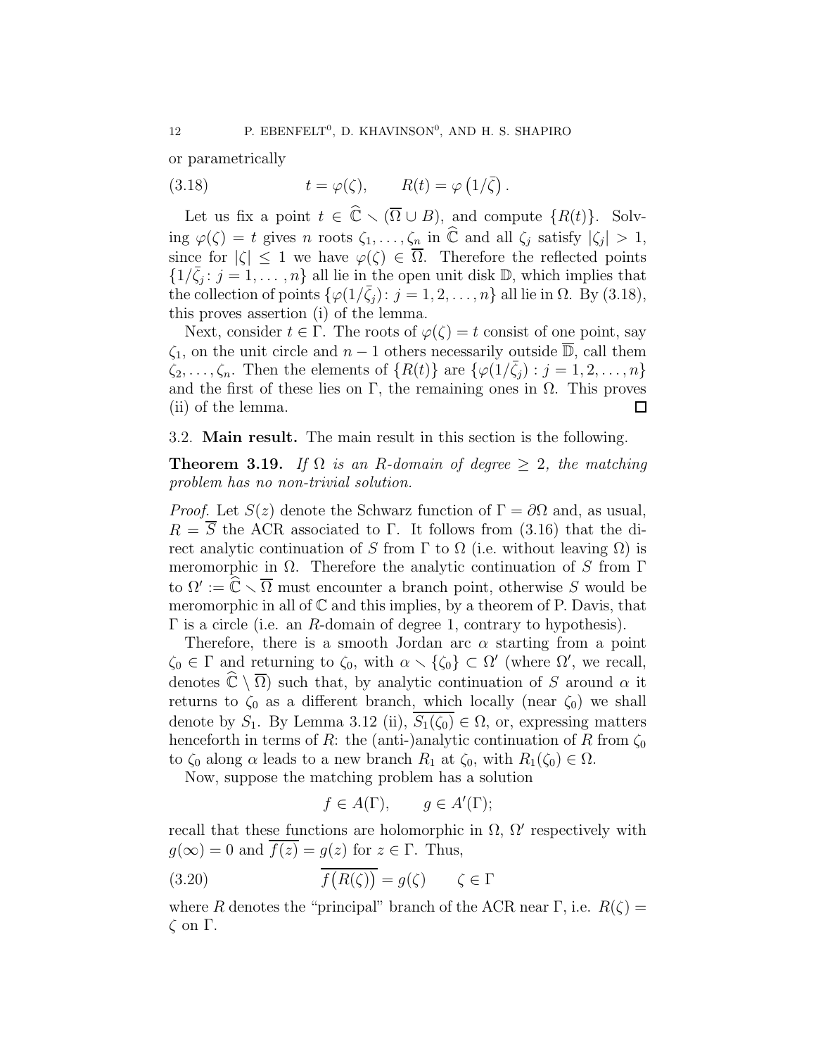or parametrically

$$t = \varphi(\zeta), \qquad R(t) = \varphi\left(1/\bar{\zeta}\right). \tag{3.18}$$

Let us fix a point $t \in \widehat{\mathbb{C}} \setminus (\overline{\Omega} \cup B)$, and compute $\{R(t)\}$. Solving $\varphi(\zeta) = t$ gives $n$ roots $\zeta_1, \ldots, \zeta_n$ in $\widehat{\mathbb{C}}$ and all $\zeta_j$ satisfy $|\zeta_j| > 1$, since for $|\zeta| \leq 1$ we have $\varphi(\zeta) \in \overline{\Omega}$. Therefore the reflected points $\{1/\bar{\zeta}_j : j = 1, \ldots, n\}$ all lie in the open unit disk $\mathbb{D}$, which implies that the collection of points $\{\varphi(1/\bar{\zeta}_j) : j = 1, 2, \ldots, n\}$ all lie in $\Omega$. By (3.18), this proves assertion (i) of the lemma.

Next, consider $t \in \Gamma$. The roots of $\varphi(\zeta) = t$ consist of one point, say $\zeta_1$, on the unit circle and $n-1$ others necessarily outside $\overline{\mathbb{D}}$, call them $\zeta_2, \ldots, \zeta_n$. Then the elements of $\{R(t)\}$ are $\{\varphi(1/\bar{\zeta}_j) : j = 1, 2, \ldots, n\}$ and the first of these lies on $\Gamma$, the remaining ones in $\Omega$. This proves (ii) of the lemma. $\square$

3.2. **Main result.** The main result in this section is the following.

**Theorem 3.19.** *If $\Omega$ is an $R$-domain of degree $\geq 2$, the matching problem has no non-trivial solution.*

*Proof.* Let $S(z)$ denote the Schwarz function of $\Gamma = \partial\Omega$ and, as usual, $R = \overline{S}$ the ACR associated to $\Gamma$. It follows from (3.16) that the direct analytic continuation of $S$ from $\Gamma$ to $\Omega$ (i.e. without leaving $\Omega$) is meromorphic in $\Omega$. Therefore the analytic continuation of $S$ from $\Gamma$ to $\Omega' := \widehat{\mathbb{C}} \setminus \overline{\Omega}$ must encounter a branch point, otherwise $S$ would be meromorphic in all of $\mathbb{C}$ and this implies, by a theorem of P. Davis, that $\Gamma$ is a circle (i.e. an $R$-domain of degree 1, contrary to hypothesis).

Therefore, there is a smooth Jordan arc $\alpha$ starting from a point $\zeta_0 \in \Gamma$ and returning to $\zeta_0$, with $\alpha \setminus \{\zeta_0\} \subset \Omega'$ (where $\Omega'$, we recall, denotes $\widehat{\mathbb{C}} \setminus \overline{\Omega}$) such that, by analytic continuation of $S$ around $\alpha$ it returns to $\zeta_0$ as a different branch, which locally (near $\zeta_0$) we shall denote by $S_1$. By Lemma 3.12 (ii), $\overline{S_1(\zeta_0)} \in \Omega$, or, expressing matters henceforth in terms of $R$: the (anti-)analytic continuation of $R$ from $\zeta_0$ to $\zeta_0$ along $\alpha$ leads to a new branch $R_1$ at $\zeta_0$, with $R_1(\zeta_0) \in \Omega$.

Now, suppose the matching problem has a solution

$$f \in A(\Gamma), \qquad g \in A'(\Gamma);$$

recall that these functions are holomorphic in $\Omega$, $\Omega'$ respectively with $g(\infty) = 0$ and $\overline{f(z)} = g(z)$ for $z \in \Gamma$. Thus,

$$\overline{f\big(R(\zeta)\big)} = g(\zeta) \qquad \zeta \in \Gamma \tag{3.20}$$

where $R$ denotes the "principal" branch of the ACR near $\Gamma$, i.e. $R(\zeta) = \zeta$ on $\Gamma$.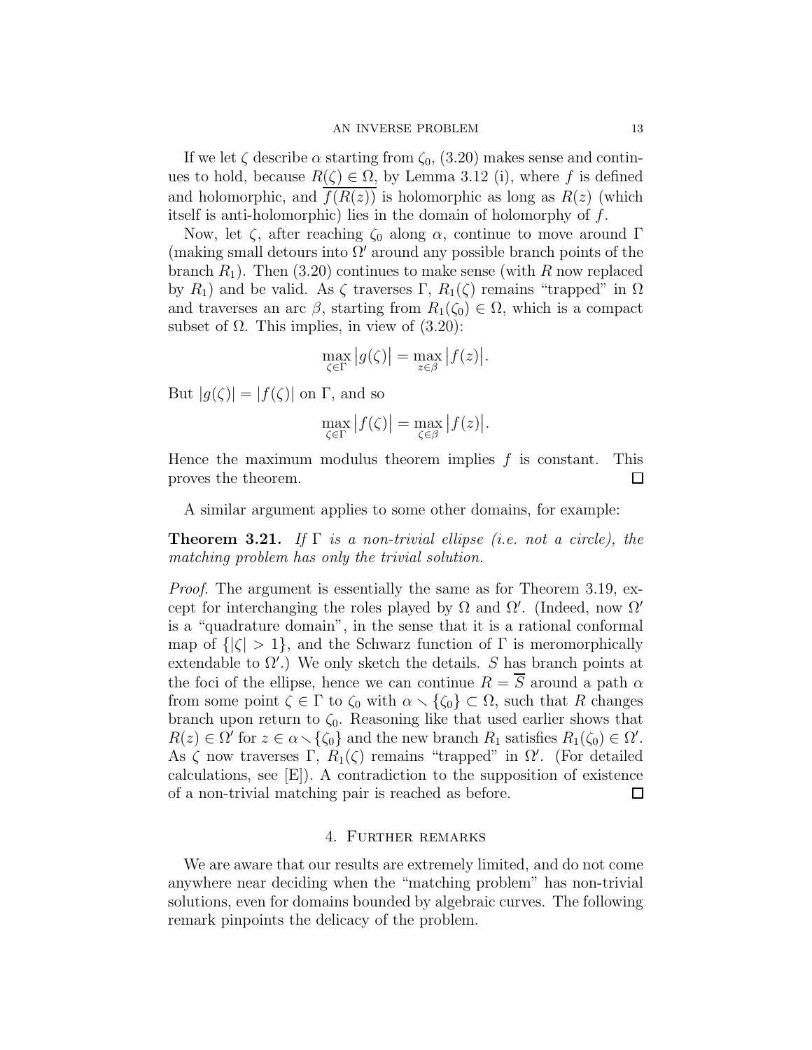If we let $\zeta$ describe $\alpha$ starting from $\zeta_0$, (3.20) makes sense and continues to hold, because $R(\zeta) \in \Omega$, by Lemma 3.12 (i), where $f$ is defined and holomorphic, and $\overline{f(R(z))}$ is holomorphic as long as $R(z)$ (which itself is anti-holomorphic) lies in the domain of holomorphy of $f$.

Now, let $\zeta$, after reaching $\zeta_0$ along $\alpha$, continue to move around $\Gamma$ (making small detours into $\Omega'$ around any possible branch points of the branch $R_1$). Then (3.20) continues to make sense (with $R$ now replaced by $R_1$) and be valid. As $\zeta$ traverses $\Gamma$, $R_1(\zeta)$ remains "trapped" in $\Omega$ and traverses an arc $\beta$, starting from $R_1(\zeta_0) \in \Omega$, which is a compact subset of $\Omega$. This implies, in view of (3.20):

$$\max_{\zeta \in \Gamma} |g(\zeta)| = \max_{z \in \beta} |f(z)|.$$

But $|g(\zeta)| = |f(\zeta)|$ on $\Gamma$, and so

$$\max_{\zeta \in \Gamma} |f(\zeta)| = \max_{\zeta \in \beta} |f(z)|.$$

Hence the maximum modulus theorem implies $f$ is constant. This proves the theorem. $\square$

A similar argument applies to some other domains, for example:

**Theorem 3.21.** *If $\Gamma$ is a non-trivial ellipse (i.e. not a circle), the matching problem has only the trivial solution.*

*Proof.* The argument is essentially the same as for Theorem 3.19, except for interchanging the roles played by $\Omega$ and $\Omega'$. (Indeed, now $\Omega'$ is a "quadrature domain", in the sense that it is a rational conformal map of $\{|\zeta| > 1\}$, and the Schwarz function of $\Gamma$ is meromorphically extendable to $\Omega'$.) We only sketch the details. $S$ has branch points at the foci of the ellipse, hence we can continue $R = \overline{S}$ around a path $\alpha$ from some point $\zeta \in \Gamma$ to $\zeta_0$ with $\alpha \setminus \{\zeta_0\} \subset \Omega$, such that $R$ changes branch upon return to $\zeta_0$. Reasoning like that used earlier shows that $R(z) \in \Omega'$ for $z \in \alpha \setminus \{\zeta_0\}$ and the new branch $R_1$ satisfies $R_1(\zeta_0) \in \Omega'$. As $\zeta$ now traverses $\Gamma$, $R_1(\zeta)$ remains "trapped" in $\Omega'$. (For detailed calculations, see [E]). A contradiction to the supposition of existence of a non-trivial matching pair is reached as before. $\square$

## 4. Further remarks

We are aware that our results are extremely limited, and do not come anywhere near deciding when the "matching problem" has non-trivial solutions, even for domains bounded by algebraic curves. The following remark pinpoints the delicacy of the problem.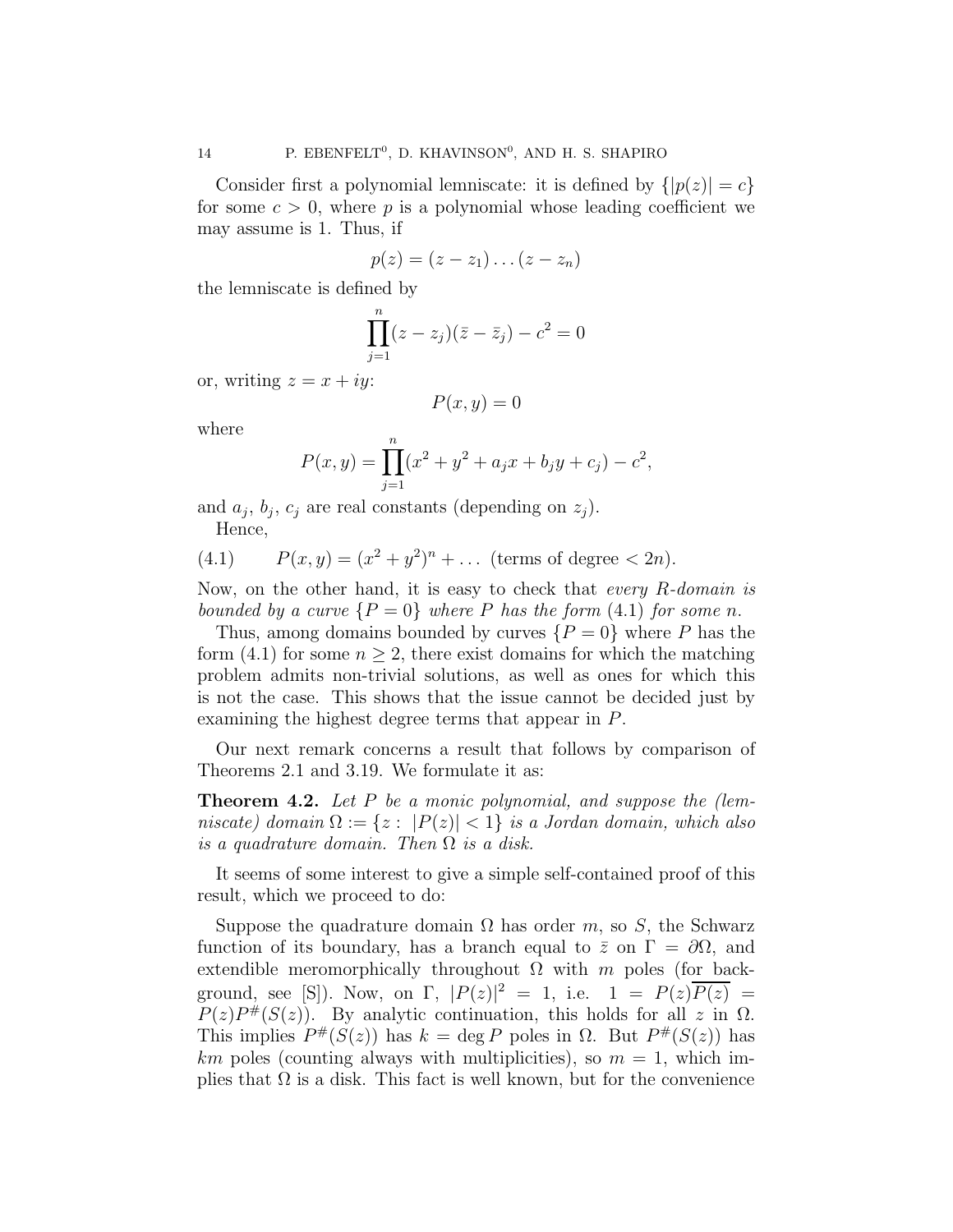Consider first a polynomial lemniscate: it is defined by $\{|p(z)| = c\}$ for some $c > 0$, where $p$ is a polynomial whose leading coefficient we may assume is 1. Thus, if

$$p(z) = (z - z_1) \dots (z - z_n)$$

the lemniscate is defined by

$$\prod_{j=1}^{n} (z - z_j)(\bar{z} - \bar{z}_j) - c^2 = 0$$

or, writing $z = x + iy$:

$$P(x, y) = 0$$

where

$$P(x, y) = \prod_{j=1}^{n} (x^2 + y^2 + a_j x + b_j y + c_j) - c^2,$$

and $a_j$, $b_j$, $c_j$ are real constants (depending on $z_j$).

Hence,

$$P(x, y) = (x^2 + y^2)^n + \dots \text{ (terms of degree } < 2n). \tag{4.1}$$

Now, on the other hand, it is easy to check that *every R-domain is bounded by a curve $\{P = 0\}$ where $P$ has the form (4.1) for some $n$.*

Thus, among domains bounded by curves $\{P = 0\}$ where $P$ has the form (4.1) for some $n \geq 2$, there exist domains for which the matching problem admits non-trivial solutions, as well as ones for which this is not the case. This shows that the issue cannot be decided just by examining the highest degree terms that appear in $P$.

Our next remark concerns a result that follows by comparison of Theorems 2.1 and 3.19. We formulate it as:

**Theorem 4.2.** *Let $P$ be a monic polynomial, and suppose the (lemniscate) domain $\Omega := \{z : |P(z)| < 1\}$ is a Jordan domain, which also is a quadrature domain. Then $\Omega$ is a disk.*

It seems of some interest to give a simple self-contained proof of this result, which we proceed to do:

Suppose the quadrature domain $\Omega$ has order $m$, so $S$, the Schwarz function of its boundary, has a branch equal to $\bar{z}$ on $\Gamma = \partial\Omega$, and extendible meromorphically throughout $\Omega$ with $m$ poles (for background, see [S]). Now, on $\Gamma$, $|P(z)|^2 = 1$, i.e. $1 = P(z)\overline{P(z)} = P(z)P^{\#}(S(z))$. By analytic continuation, this holds for all $z$ in $\Omega$. This implies $P^{\#}(S(z))$ has $k = \deg P$ poles in $\Omega$. But $P^{\#}(S(z))$ has $km$ poles (counting always with multiplicities), so $m = 1$, which implies that $\Omega$ is a disk. This fact is well known, but for the convenience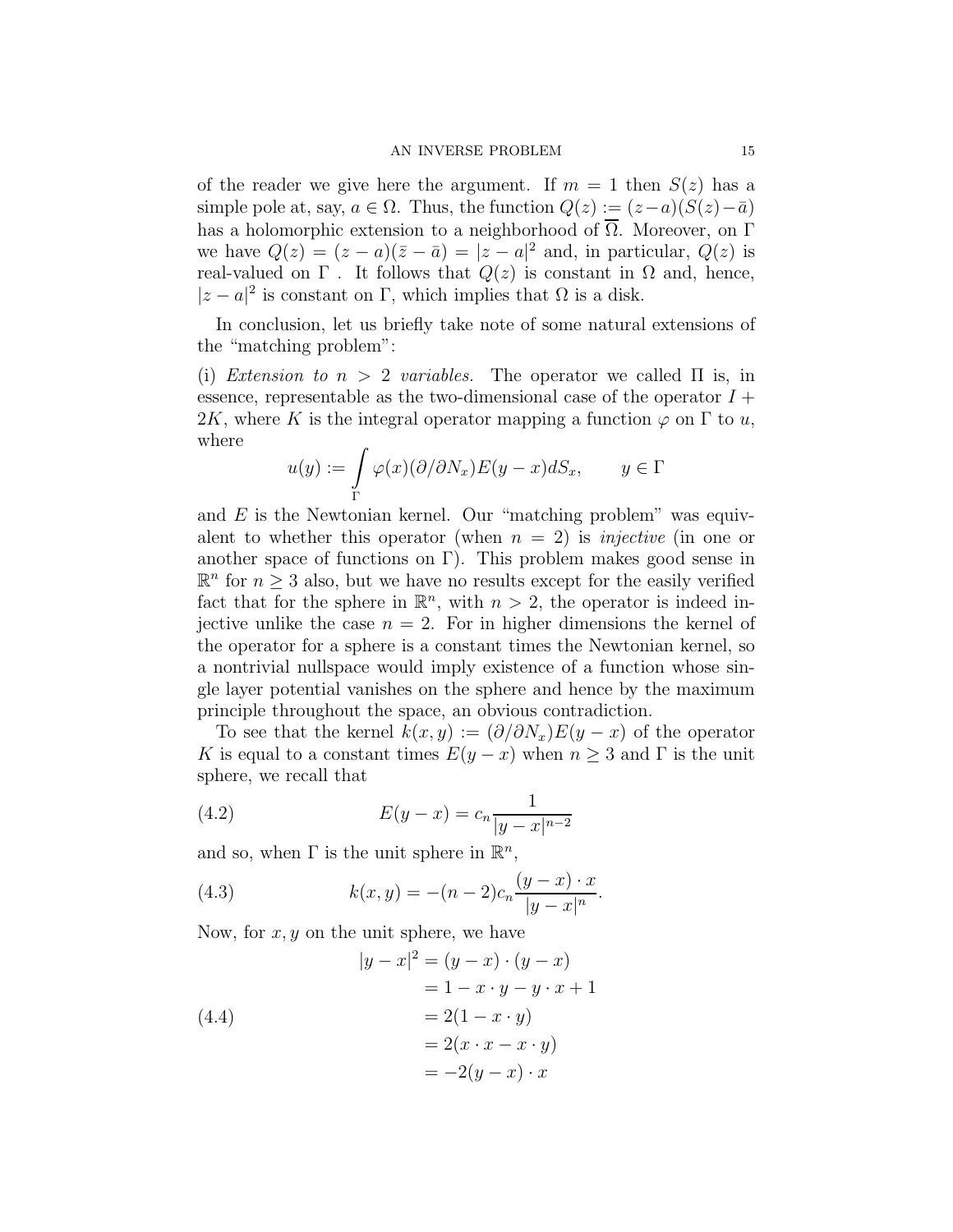of the reader we give here the argument. If $m = 1$ then $S(z)$ has a simple pole at, say, $a \in \Omega$. Thus, the function $Q(z) := (z-a)(S(z)-\bar{a})$ has a holomorphic extension to a neighborhood of $\overline{\Omega}$. Moreover, on $\Gamma$ we have $Q(z) = (z-a)(\bar{z}-\bar{a}) = |z-a|^2$ and, in particular, $Q(z)$ is real-valued on $\Gamma$ . It follows that $Q(z)$ is constant in $\Omega$ and, hence, $|z-a|^2$ is constant on $\Gamma$, which implies that $\Omega$ is a disk.

In conclusion, let us briefly take note of some natural extensions of the "matching problem":

(i) *Extension to $n > 2$ variables.* The operator we called $\Pi$ is, in essence, representable as the two-dimensional case of the operator $I + 2K$, where $K$ is the integral operator mapping a function $\varphi$ on $\Gamma$ to $u$, where

$$u(y) := \int_{\Gamma} \varphi(x)(\partial/\partial N_x)E(y-x)dS_x, \qquad y \in \Gamma$$

and $E$ is the Newtonian kernel. Our "matching problem" was equivalent to whether this operator (when $n = 2$) is *injective* (in one or another space of functions on $\Gamma$). This problem makes good sense in $\mathbb{R}^n$ for $n \geq 3$ also, but we have no results except for the easily verified fact that for the sphere in $\mathbb{R}^n$, with $n > 2$, the operator is indeed injective unlike the case $n = 2$. For in higher dimensions the kernel of the operator for a sphere is a constant times the Newtonian kernel, so a nontrivial nullspace would imply existence of a function whose single layer potential vanishes on the sphere and hence by the maximum principle throughout the space, an obvious contradiction.

To see that the kernel $k(x,y) := (\partial/\partial N_x)E(y-x)$ of the operator $K$ is equal to a constant times $E(y-x)$ when $n \geq 3$ and $\Gamma$ is the unit sphere, we recall that

$$E(y-x) = c_n \frac{1}{|y-x|^{n-2}} \tag{4.2}$$

and so, when $\Gamma$ is the unit sphere in $\mathbb{R}^n$,

$$k(x,y) = -(n-2)c_n \frac{(y-x)\cdot x}{|y-x|^n}. \tag{4.3}$$

Now, for $x, y$ on the unit sphere, we have

$$\begin{aligned} |y-x|^2 &= (y-x)\cdot(y-x) \\ &= 1 - x\cdot y - y\cdot x + 1 \\ &= 2(1 - x\cdot y) \\ &= 2(x\cdot x - x\cdot y) \\ &= -2(y-x)\cdot x \end{aligned} \tag{4.4}$$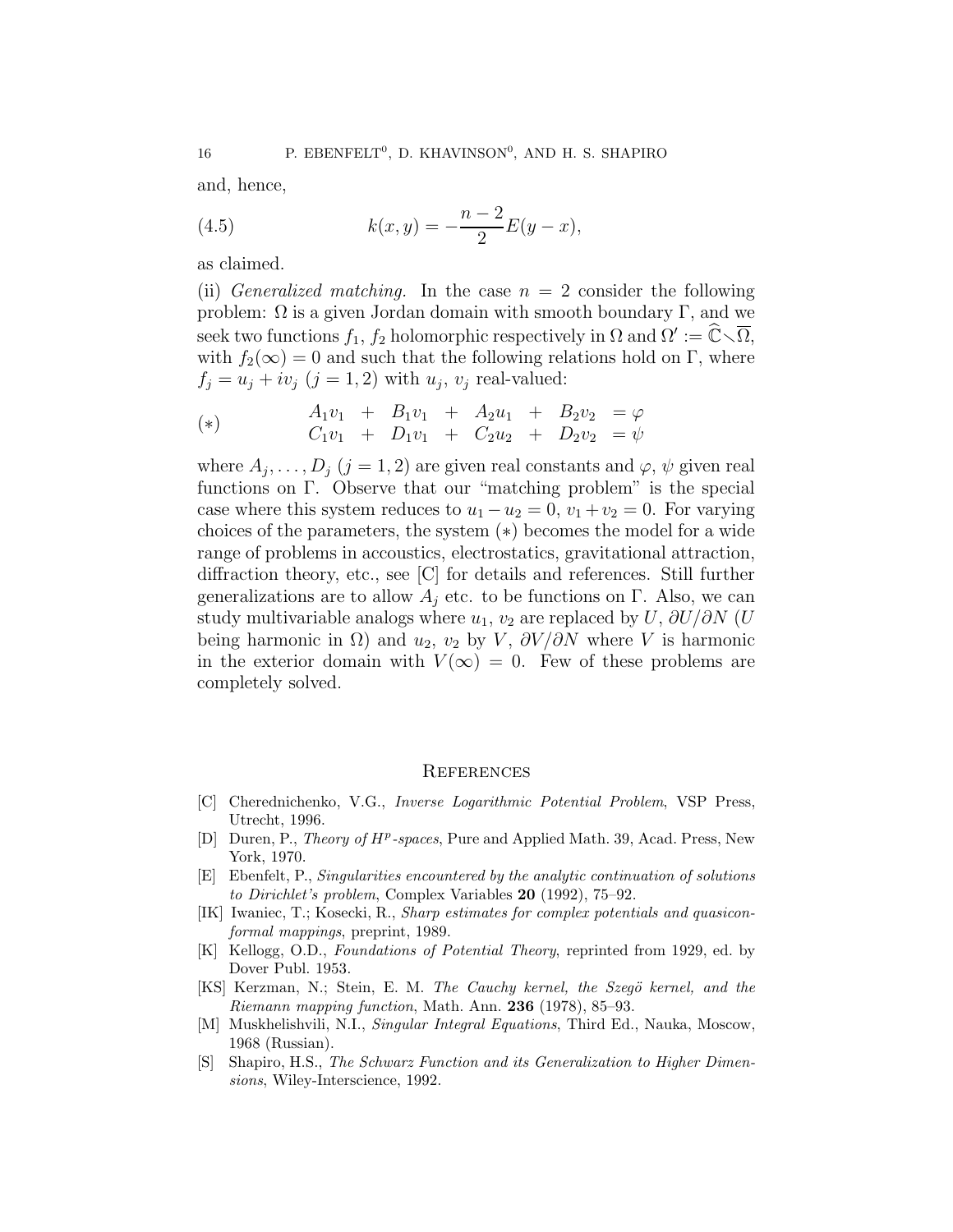and, hence,

$$k(x,y) = -\frac{n-2}{2} E(y-x), \tag{4.5}$$

as claimed.

(ii) *Generalized matching.* In the case $n = 2$ consider the following problem: $\Omega$ is a given Jordan domain with smooth boundary $\Gamma$, and we seek two functions $f_1$, $f_2$ holomorphic respectively in $\Omega$ and $\Omega' := \widehat{\mathbb{C}} \setminus \overline{\Omega}$, with $f_2(\infty) = 0$ and such that the following relations hold on $\Gamma$, where $f_j = u_j + iv_j$ $(j = 1, 2)$ with $u_j$, $v_j$ real-valued:

$$(*) \qquad \begin{array}{ccccccccc} A_1 v_1 & + & B_1 v_1 & + & A_2 u_1 & + & B_2 v_2 & = \varphi \\ C_1 v_1 & + & D_1 v_1 & + & C_2 u_2 & + & D_2 v_2 & = \psi \end{array}$$

where $A_j, \ldots, D_j$ $(j = 1, 2)$ are given real constants and $\varphi$, $\psi$ given real functions on $\Gamma$. Observe that our "matching problem" is the special case where this system reduces to $u_1 - u_2 = 0$, $v_1 + v_2 = 0$. For varying choices of the parameters, the system $(*)$ becomes the model for a wide range of problems in accoustics, electrostatics, gravitational attraction, diffraction theory, etc., see [C] for details and references. Still further generalizations are to allow $A_j$ etc. to be functions on $\Gamma$. Also, we can study multivariable analogs where $u_1$, $v_2$ are replaced by $U$, $\partial U / \partial N$ ($U$ being harmonic in $\Omega$) and $u_2$, $v_2$ by $V$, $\partial V / \partial N$ where $V$ is harmonic in the exterior domain with $V(\infty) = 0$. Few of these problems are completely solved.

## References

- [C] Cherednichenko, V.G., *Inverse Logarithmic Potential Problem*, VSP Press, Utrecht, 1996.
- [D] Duren, P., *Theory of $H^p$-spaces*, Pure and Applied Math. 39, Acad. Press, New York, 1970.
- [E] Ebenfelt, P., *Singularities encountered by the analytic continuation of solutions to Dirichlet's problem*, Complex Variables **20** (1992), 75–92.
- [IK] Iwaniec, T.; Kosecki, R., *Sharp estimates for complex potentials and quasiconformal mappings*, preprint, 1989.
- [K] Kellogg, O.D., *Foundations of Potential Theory*, reprinted from 1929, ed. by Dover Publ. 1953.
- [KS] Kerzman, N.; Stein, E. M. *The Cauchy kernel, the Szegö kernel, and the Riemann mapping function*, Math. Ann. **236** (1978), 85–93.
- [M] Muskhelishvili, N.I., *Singular Integral Equations*, Third Ed., Nauka, Moscow, 1968 (Russian).
- [S] Shapiro, H.S., *The Schwarz Function and its Generalization to Higher Dimensions*, Wiley-Interscience, 1992.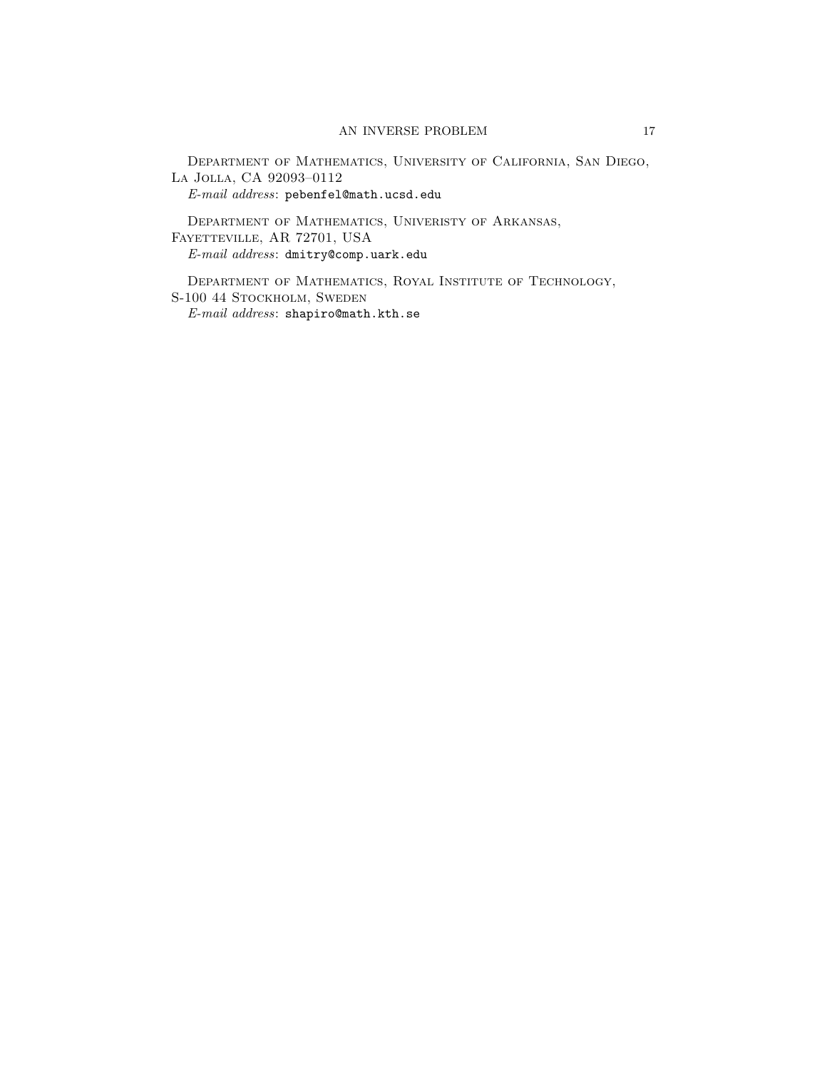Department of Mathematics, University of California, San Diego, La Jolla, CA 92093–0112

*E-mail address*: pebenfel@math.ucsd.edu

Department of Mathematics, Univeristy of Arkansas, Fayetteville, AR 72701, USA

*E-mail address*: dmitry@comp.uark.edu

Department of Mathematics, Royal Institute of Technology, S-100 44 Stockholm, Sweden

*E-mail address*: shapiro@math.kth.se